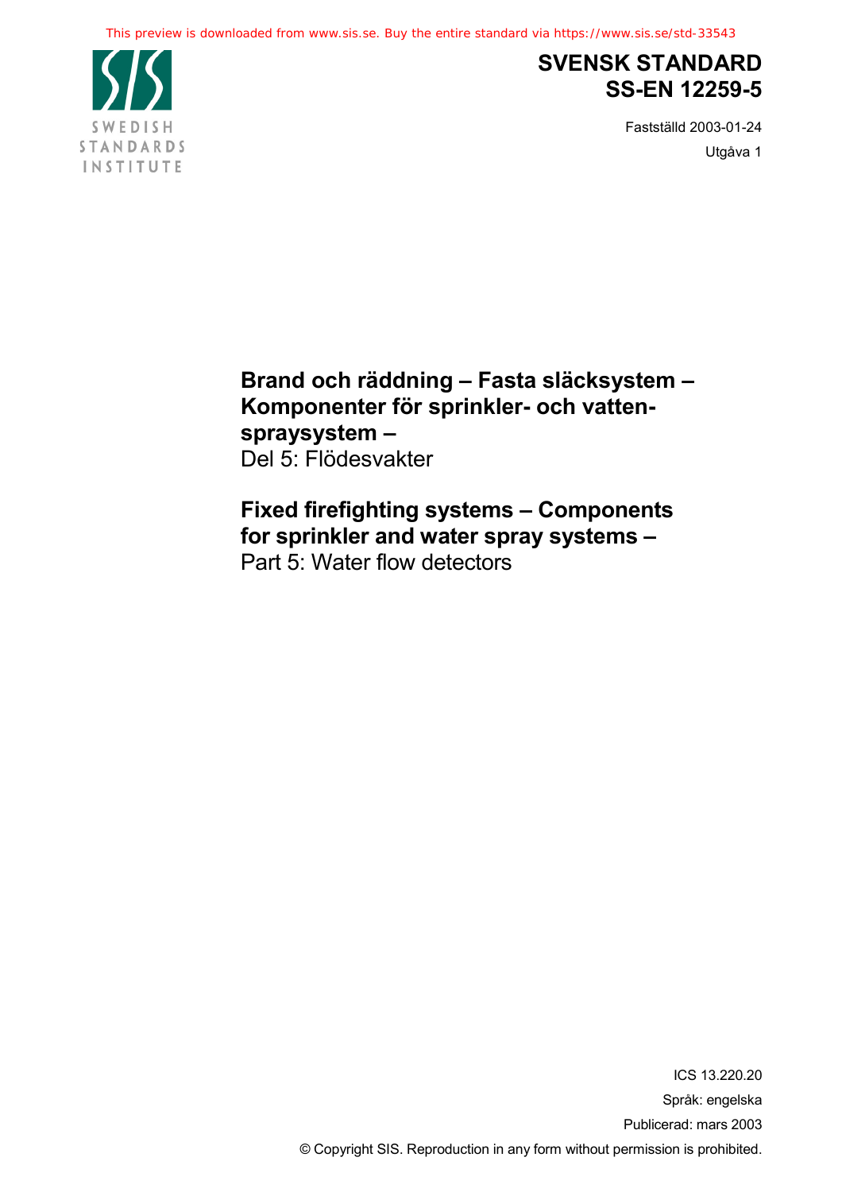This preview is downloaded from www.sis.se. Buy the entire standard via https://www.sis.se/std-33543

SWEDISH STANDARDS INSTITUTE

# SVENSK STANDARD
# SS-EN 12259-5

Fastställd 2003-01-24

Utgåva 1

## Brand och räddning – Fasta släcksystem – Komponenter för sprinkler- och vatten-spraysystem –
Del 5: Flödesvakter

## Fixed firefighting systems – Components for sprinkler and water spray systems –
Part 5: Water flow detectors

ICS 13.220.20

Språk: engelska

Publicerad: mars 2003

© Copyright SIS. Reproduction in any form without permission is prohibited.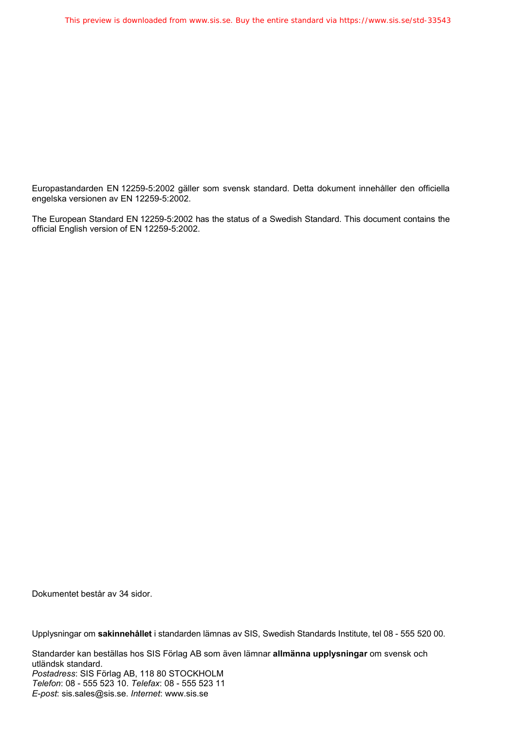Europastandarden EN 12259-5:2002 gäller som svensk standard. Detta dokument innehåller den officiella engelska versionen av EN 12259-5:2002.

The European Standard EN 12259-5:2002 has the status of a Swedish Standard. This document contains the official English version of EN 12259-5:2002.

Dokumentet består av 34 sidor.

Upplysningar om **sakinnehållet** i standarden lämnas av SIS, Swedish Standards Institute, tel 08 - 555 520 00.

Standarder kan beställas hos SIS Förlag AB som även lämnar **allmänna upplysningar** om svensk och utländsk standard.
*Postadress*: SIS Förlag AB, 118 80 STOCKHOLM
*Telefon*: 08 - 555 523 10. *Telefax*: 08 - 555 523 11
*E-post*: sis.sales@sis.se. *Internet*: www.sis.se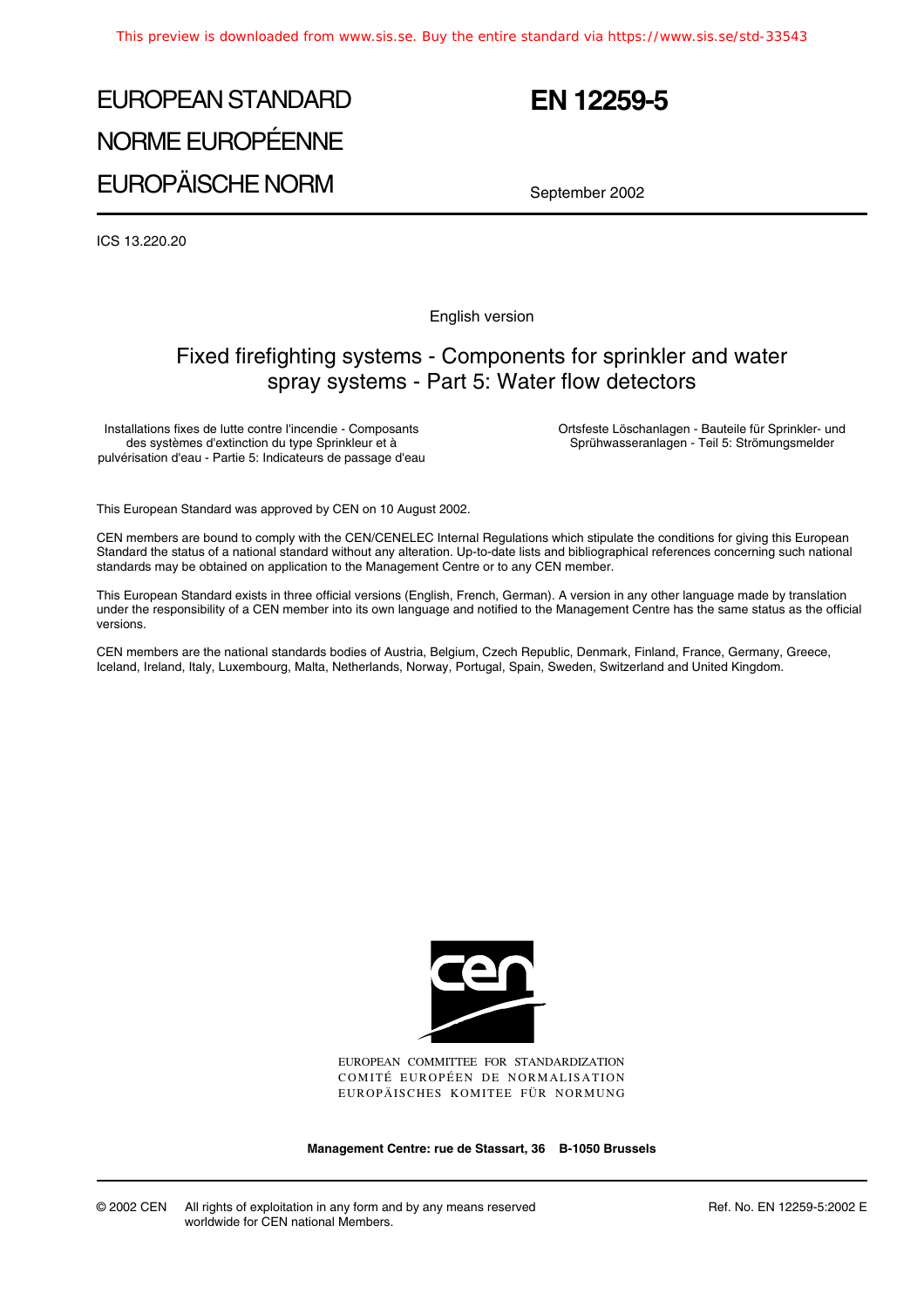# EUROPEAN STANDARD
# NORME EUROPÉENNE
# EUROPÄISCHE NORM

# EN 12259-5

September 2002

ICS 13.220.20

English version

## Fixed firefighting systems - Components for sprinkler and water spray systems - Part 5: Water flow detectors

Installations fixes de lutte contre l'incendie - Composants des systèmes d'extinction du type Sprinkleur et à pulvérisation d'eau - Partie 5: Indicateurs de passage d'eau

Ortsfeste Löschanlagen - Bauteile für Sprinkler- und Sprühwasseranlagen - Teil 5: Strömungsmelder

This European Standard was approved by CEN on 10 August 2002.

CEN members are bound to comply with the CEN/CENELEC Internal Regulations which stipulate the conditions for giving this European Standard the status of a national standard without any alteration. Up-to-date lists and bibliographical references concerning such national standards may be obtained on application to the Management Centre or to any CEN member.

This European Standard exists in three official versions (English, French, German). A version in any other language made by translation under the responsibility of a CEN member into its own language and notified to the Management Centre has the same status as the official versions.

CEN members are the national standards bodies of Austria, Belgium, Czech Republic, Denmark, Finland, France, Germany, Greece, Iceland, Ireland, Italy, Luxembourg, Malta, Netherlands, Norway, Portugal, Spain, Sweden, Switzerland and United Kingdom.

EUROPEAN COMMITTEE FOR STANDARDIZATION
COMITÉ EUROPÉEN DE NORMALISATION
EUROPÄISCHES KOMITEE FÜR NORMUNG

**Management Centre: rue de Stassart, 36 B-1050 Brussels**

© 2002 CEN All rights of exploitation in any form and by any means reserved worldwide for CEN national Members.

Ref. No. EN 12259-5:2002 E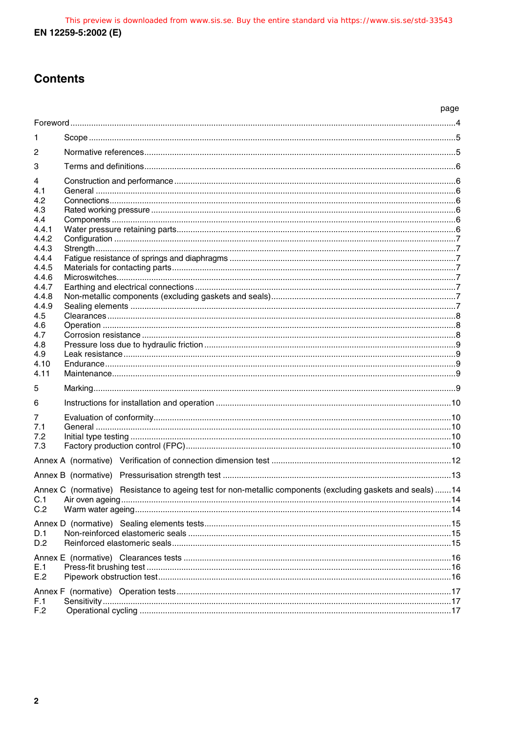# Contents

| | | page |
|---|---|---|
| Foreword | | 4 |
| 1 | Scope | 5 |
| 2 | Normative references | 5 |
| 3 | Terms and definitions | 6 |
| 4 | Construction and performance | 6 |
| 4.1 | General | 6 |
| 4.2 | Connections | 6 |
| 4.3 | Rated working pressure | 6 |
| 4.4 | Components | 6 |
| 4.4.1 | Water pressure retaining parts | 6 |
| 4.4.2 | Configuration | 7 |
| 4.4.3 | Strength | 7 |
| 4.4.4 | Fatigue resistance of springs and diaphragms | 7 |
| 4.4.5 | Materials for contacting parts | 7 |
| 4.4.6 | Microswitches | 7 |
| 4.4.7 | Earthing and electrical connections | 7 |
| 4.4.8 | Non-metallic components (excluding gaskets and seals) | 7 |
| 4.4.9 | Sealing elements | 7 |
| 4.5 | Clearances | 8 |
| 4.6 | Operation | 8 |
| 4.7 | Corrosion resistance | 8 |
| 4.8 | Pressure loss due to hydraulic friction | 9 |
| 4.9 | Leak resistance | 9 |
| 4.10 | Endurance | 9 |
| 4.11 | Maintenance | 9 |
| 5 | Marking | 9 |
| 6 | Instructions for installation and operation | 10 |
| 7 | Evaluation of conformity | 10 |
| 7.1 | General | 10 |
| 7.2 | Initial type testing | 10 |
| 7.3 | Factory production control (FPC) | 10 |
| Annex A (normative) | Verification of connection dimension test | 12 |
| Annex B (normative) | Pressurisation strength test | 13 |
| Annex C (normative) | Resistance to ageing test for non-metallic components (excluding gaskets and seals) | 14 |
| C.1 | Air oven ageing | 14 |
| C.2 | Warm water ageing | 14 |
| Annex D (normative) | Sealing elements tests | 15 |
| D.1 | Non-reinforced elastomeric seals | 15 |
| D.2 | Reinforced elastomeric seals | 15 |
| Annex E (normative) | Clearances tests | 16 |
| E.1 | Press-fit brushing test | 16 |
| E.2 | Pipework obstruction test | 16 |
| Annex F (normative) | Operation tests | 17 |
| F.1 | Sensitivity | 17 |
| F.2 | Operational cycling | 17 |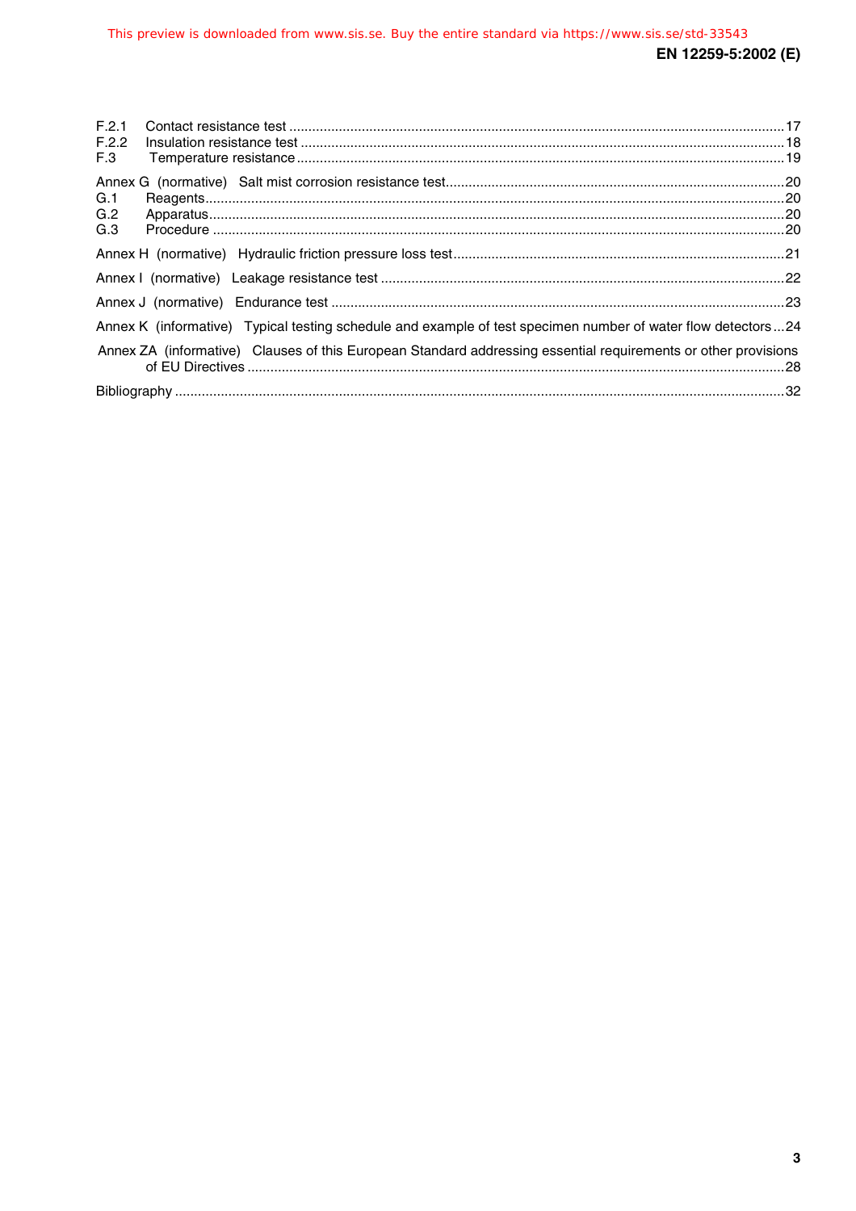F.2.1 Contact resistance test ................................................................................................................................17
F.2.2 Insulation resistance test .............................................................................................................................18
F.3 Temperature resistance ..............................................................................................................................19

Annex G (normative) Salt mist corrosion resistance test........................................................................................20
G.1 Reagents......................................................................................................................................................20
G.2 Apparatus.....................................................................................................................................................20
G.3 Procedure ....................................................................................................................................................20

Annex H (normative) Hydraulic friction pressure loss test......................................................................................21

Annex I (normative) Leakage resistance test .........................................................................................................22

Annex J (normative) Endurance test ......................................................................................................................23

Annex K (informative) Typical testing schedule and example of test specimen number of water flow detectors ...24

Annex ZA (informative) Clauses of this European Standard addressing essential requirements or other provisions of EU Directives ............................................................................................................................28

Bibliography ..............................................................................................................................................................32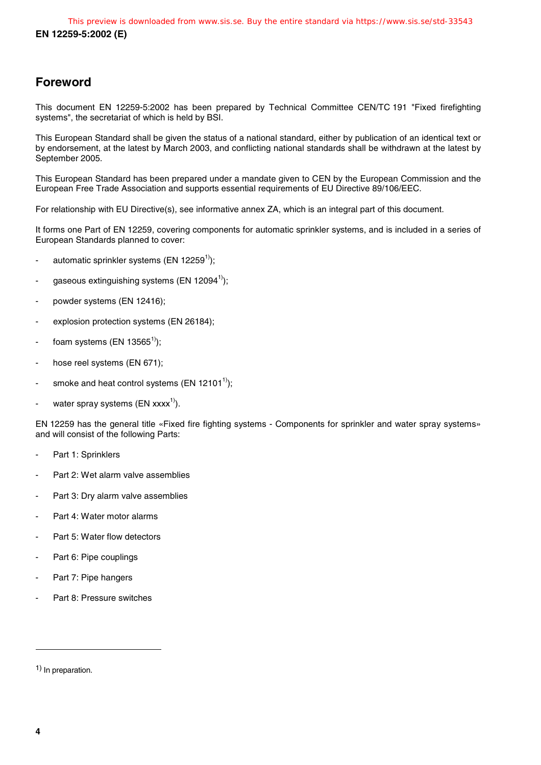# Foreword

This document EN 12259-5:2002 has been prepared by Technical Committee CEN/TC 191 "Fixed firefighting systems", the secretariat of which is held by BSI.

This European Standard shall be given the status of a national standard, either by publication of an identical text or by endorsement, at the latest by March 2003, and conflicting national standards shall be withdrawn at the latest by September 2005.

This European Standard has been prepared under a mandate given to CEN by the European Commission and the European Free Trade Association and supports essential requirements of EU Directive 89/106/EEC.

For relationship with EU Directive(s), see informative annex ZA, which is an integral part of this document.

It forms one Part of EN 12259, covering components for automatic sprinkler systems, and is included in a series of European Standards planned to cover:

- automatic sprinkler systems (EN 12259[1)]);
- gaseous extinguishing systems (EN 12094[1)]);
- powder systems (EN 12416);
- explosion protection systems (EN 26184);
- foam systems (EN 13565[1)]);
- hose reel systems (EN 671);
- smoke and heat control systems (EN 12101[1)]);
- water spray systems (EN xxxx[1)]).

EN 12259 has the general title «Fixed fire fighting systems - Components for sprinkler and water spray systems» and will consist of the following Parts:

- Part 1: Sprinklers
- Part 2: Wet alarm valve assemblies
- Part 3: Dry alarm valve assemblies
- Part 4: Water motor alarms
- Part 5: Water flow detectors
- Part 6: Pipe couplings
- Part 7: Pipe hangers
- Part 8: Pressure switches

---

1) In preparation.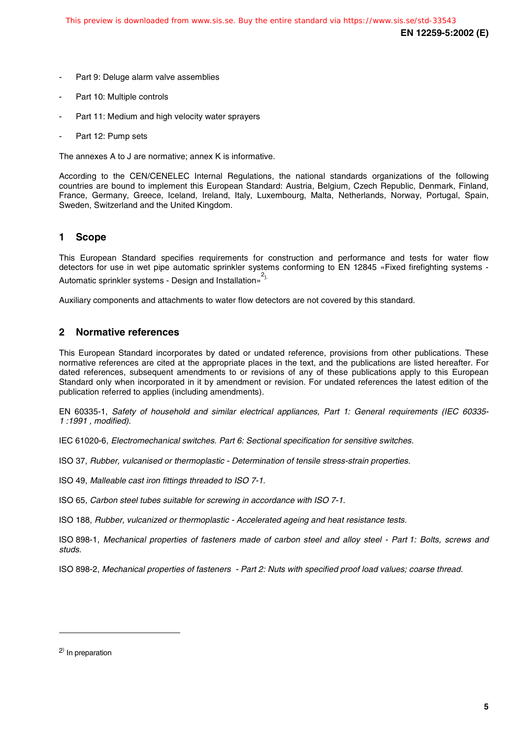- Part 9: Deluge alarm valve assemblies
- Part 10: Multiple controls
- Part 11: Medium and high velocity water sprayers
- Part 12: Pump sets

The annexes A to J are normative; annex K is informative.

According to the CEN/CENELEC Internal Regulations, the national standards organizations of the following countries are bound to implement this European Standard: Austria, Belgium, Czech Republic, Denmark, Finland, France, Germany, Greece, Iceland, Ireland, Italy, Luxembourg, Malta, Netherlands, Norway, Portugal, Spain, Sweden, Switzerland and the United Kingdom.

## 1 Scope

This European Standard specifies requirements for construction and performance and tests for water flow detectors for use in wet pipe automatic sprinkler systems conforming to EN 12845 «Fixed firefighting systems - Automatic sprinkler systems - Design and Installation»[2).]

Auxiliary components and attachments to water flow detectors are not covered by this standard.

## 2 Normative references

This European Standard incorporates by dated or undated reference, provisions from other publications. These normative references are cited at the appropriate places in the text, and the publications are listed hereafter. For dated references, subsequent amendments to or revisions of any of these publications apply to this European Standard only when incorporated in it by amendment or revision. For undated references the latest edition of the publication referred to applies (including amendments).

EN 60335-1, *Safety of household and similar electrical appliances, Part 1: General requirements (IEC 60335-1 :1991 , modified).*

IEC 61020-6, *Electromechanical switches. Part 6: Sectional specification for sensitive switches.*

ISO 37, *Rubber, vulcanised or thermoplastic - Determination of tensile stress-strain properties.*

ISO 49, *Malleable cast iron fittings threaded to ISO 7-1.*

ISO 65, *Carbon steel tubes suitable for screwing in accordance with ISO 7-1.*

ISO 188, *Rubber, vulcanized or thermoplastic - Accelerated ageing and heat resistance tests.*

ISO 898-1, *Mechanical properties of fasteners made of carbon steel and alloy steel - Part 1: Bolts, screws and studs.*

ISO 898-2, *Mechanical properties of fasteners - Part 2: Nuts with specified proof load values; coarse thread.*

---

[2)] In preparation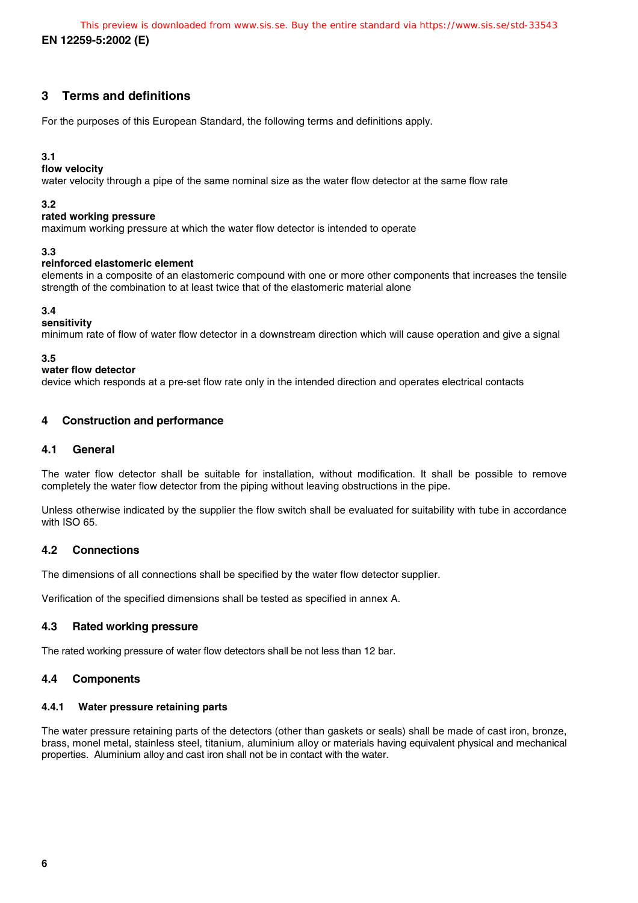## 3 Terms and definitions

For the purposes of this European Standard, the following terms and definitions apply.

**3.1**
**flow velocity**
water velocity through a pipe of the same nominal size as the water flow detector at the same flow rate

**3.2**
**rated working pressure**
maximum working pressure at which the water flow detector is intended to operate

**3.3**
**reinforced elastomeric element**
elements in a composite of an elastomeric compound with one or more other components that increases the tensile strength of the combination to at least twice that of the elastomeric material alone

**3.4**
**sensitivity**
minimum rate of flow of water flow detector in a downstream direction which will cause operation and give a signal

**3.5**
**water flow detector**
device which responds at a pre-set flow rate only in the intended direction and operates electrical contacts

## 4 Construction and performance

### 4.1 General

The water flow detector shall be suitable for installation, without modification. It shall be possible to remove completely the water flow detector from the piping without leaving obstructions in the pipe.

Unless otherwise indicated by the supplier the flow switch shall be evaluated for suitability with tube in accordance with ISO 65.

### 4.2 Connections

The dimensions of all connections shall be specified by the water flow detector supplier.

Verification of the specified dimensions shall be tested as specified in annex A.

### 4.3 Rated working pressure

The rated working pressure of water flow detectors shall be not less than 12 bar.

### 4.4 Components

#### 4.4.1 Water pressure retaining parts

The water pressure retaining parts of the detectors (other than gaskets or seals) shall be made of cast iron, bronze, brass, monel metal, stainless steel, titanium, aluminium alloy or materials having equivalent physical and mechanical properties. Aluminium alloy and cast iron shall not be in contact with the water.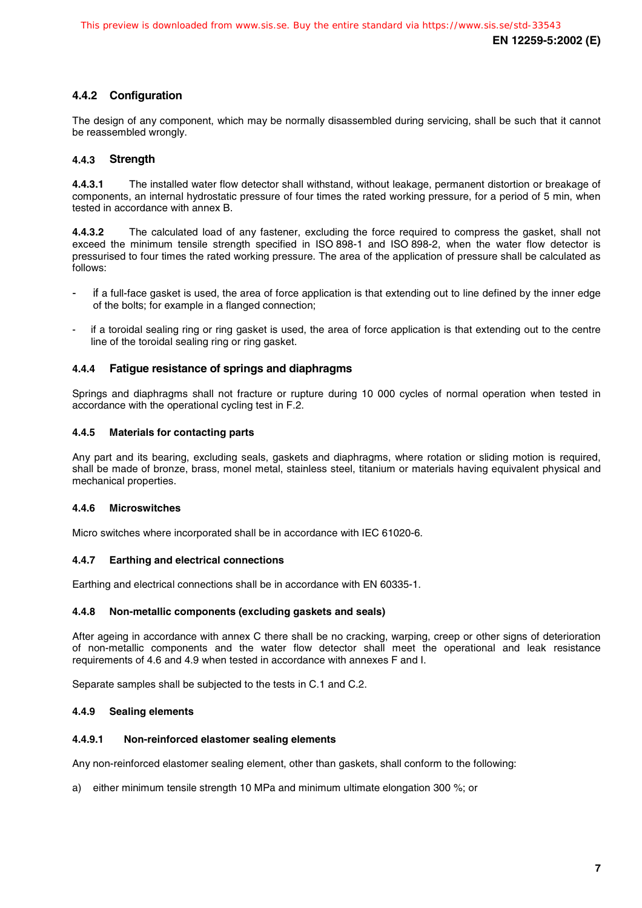#### 4.4.2 Configuration

The design of any component, which may be normally disassembled during servicing, shall be such that it cannot be reassembled wrongly.

#### 4.4.3 Strength

**4.4.3.1** The installed water flow detector shall withstand, without leakage, permanent distortion or breakage of components, an internal hydrostatic pressure of four times the rated working pressure, for a period of 5 min, when tested in accordance with annex B.

**4.4.3.2** The calculated load of any fastener, excluding the force required to compress the gasket, shall not exceed the minimum tensile strength specified in ISO 898-1 and ISO 898-2, when the water flow detector is pressurised to four times the rated working pressure. The area of the application of pressure shall be calculated as follows:

- if a full-face gasket is used, the area of force application is that extending out to line defined by the inner edge of the bolts; for example in a flanged connection;
- if a toroidal sealing ring or ring gasket is used, the area of force application is that extending out to the centre line of the toroidal sealing ring or ring gasket.

#### 4.4.4 Fatigue resistance of springs and diaphragms

Springs and diaphragms shall not fracture or rupture during 10 000 cycles of normal operation when tested in accordance with the operational cycling test in F.2.

#### 4.4.5 Materials for contacting parts

Any part and its bearing, excluding seals, gaskets and diaphragms, where rotation or sliding motion is required, shall be made of bronze, brass, monel metal, stainless steel, titanium or materials having equivalent physical and mechanical properties.

#### 4.4.6 Microswitches

Micro switches where incorporated shall be in accordance with IEC 61020-6.

#### 4.4.7 Earthing and electrical connections

Earthing and electrical connections shall be in accordance with EN 60335-1.

#### 4.4.8 Non-metallic components (excluding gaskets and seals)

After ageing in accordance with annex C there shall be no cracking, warping, creep or other signs of deterioration of non-metallic components and the water flow detector shall meet the operational and leak resistance requirements of 4.6 and 4.9 when tested in accordance with annexes F and I.

Separate samples shall be subjected to the tests in C.1 and C.2.

#### 4.4.9 Sealing elements

##### 4.4.9.1 Non-reinforced elastomer sealing elements

Any non-reinforced elastomer sealing element, other than gaskets, shall conform to the following:

a) either minimum tensile strength 10 MPa and minimum ultimate elongation 300 %; or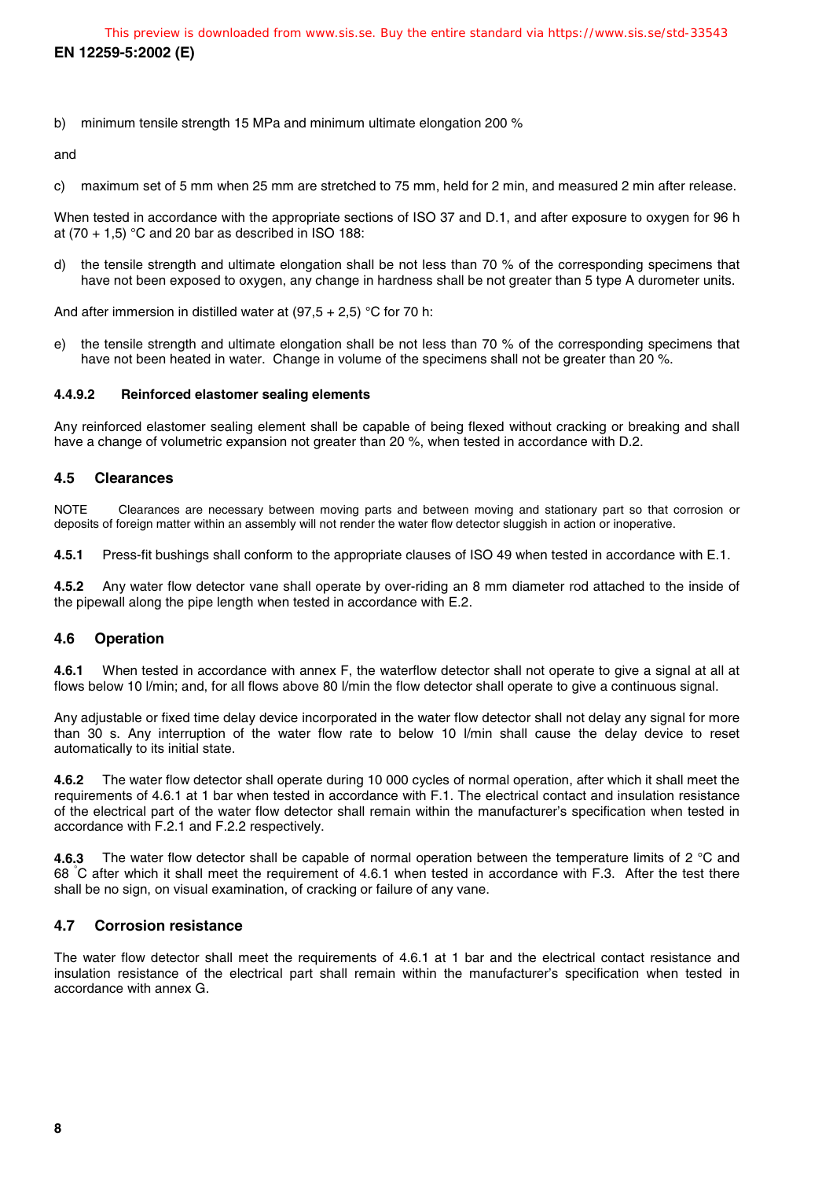b) minimum tensile strength 15 MPa and minimum ultimate elongation 200 %

and

c) maximum set of 5 mm when 25 mm are stretched to 75 mm, held for 2 min, and measured 2 min after release.

When tested in accordance with the appropriate sections of ISO 37 and D.1, and after exposure to oxygen for 96 h at (70 + 1,5) °C and 20 bar as described in ISO 188:

d) the tensile strength and ultimate elongation shall be not less than 70 % of the corresponding specimens that have not been exposed to oxygen, any change in hardness shall be not greater than 5 type A durometer units.

And after immersion in distilled water at (97,5 + 2,5) °C for 70 h:

e) the tensile strength and ultimate elongation shall be not less than 70 % of the corresponding specimens that have not been heated in water. Change in volume of the specimens shall not be greater than 20 %.

#### 4.4.9.2 Reinforced elastomer sealing elements

Any reinforced elastomer sealing element shall be capable of being flexed without cracking or breaking and shall have a change of volumetric expansion not greater than 20 %, when tested in accordance with D.2.

### 4.5 Clearances

NOTE Clearances are necessary between moving parts and between moving and stationary part so that corrosion or deposits of foreign matter within an assembly will not render the water flow detector sluggish in action or inoperative.

**4.5.1** Press-fit bushings shall conform to the appropriate clauses of ISO 49 when tested in accordance with E.1.

**4.5.2** Any water flow detector vane shall operate by over-riding an 8 mm diameter rod attached to the inside of the pipewall along the pipe length when tested in accordance with E.2.

### 4.6 Operation

**4.6.1** When tested in accordance with annex F, the waterflow detector shall not operate to give a signal at all at flows below 10 l/min; and, for all flows above 80 l/min the flow detector shall operate to give a continuous signal.

Any adjustable or fixed time delay device incorporated in the water flow detector shall not delay any signal for more than 30 s. Any interruption of the water flow rate to below 10 l/min shall cause the delay device to reset automatically to its initial state.

**4.6.2** The water flow detector shall operate during 10 000 cycles of normal operation, after which it shall meet the requirements of 4.6.1 at 1 bar when tested in accordance with F.1. The electrical contact and insulation resistance of the electrical part of the water flow detector shall remain within the manufacturer's specification when tested in accordance with F.2.1 and F.2.2 respectively.

**4.6.3** The water flow detector shall be capable of normal operation between the temperature limits of 2 °C and 68 °C after which it shall meet the requirement of 4.6.1 when tested in accordance with F.3. After the test there shall be no sign, on visual examination, of cracking or failure of any vane.

### 4.7 Corrosion resistance

The water flow detector shall meet the requirements of 4.6.1 at 1 bar and the electrical contact resistance and insulation resistance of the electrical part shall remain within the manufacturer's specification when tested in accordance with annex G.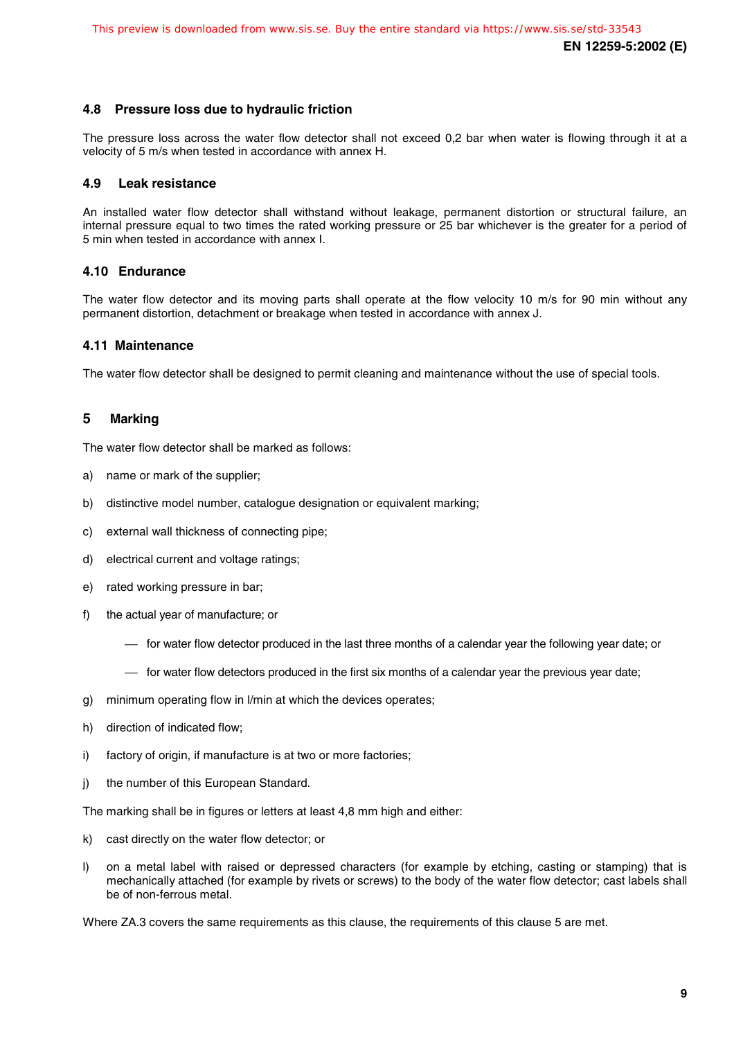### 4.8 Pressure loss due to hydraulic friction

The pressure loss across the water flow detector shall not exceed 0,2 bar when water is flowing through it at a velocity of 5 m/s when tested in accordance with annex H.

### 4.9 Leak resistance

An installed water flow detector shall withstand without leakage, permanent distortion or structural failure, an internal pressure equal to two times the rated working pressure or 25 bar whichever is the greater for a period of 5 min when tested in accordance with annex I.

### 4.10 Endurance

The water flow detector and its moving parts shall operate at the flow velocity 10 m/s for 90 min without any permanent distortion, detachment or breakage when tested in accordance with annex J.

### 4.11 Maintenance

The water flow detector shall be designed to permit cleaning and maintenance without the use of special tools.

## 5 Marking

The water flow detector shall be marked as follows:

a) name or mark of the supplier;

b) distinctive model number, catalogue designation or equivalent marking;

c) external wall thickness of connecting pipe;

d) electrical current and voltage ratings;

e) rated working pressure in bar;

f) the actual year of manufacture; or

  - for water flow detector produced in the last three months of a calendar year the following year date; or
  - for water flow detectors produced in the first six months of a calendar year the previous year date;

g) minimum operating flow in l/min at which the devices operates;

h) direction of indicated flow;

i) factory of origin, if manufacture is at two or more factories;

j) the number of this European Standard.

The marking shall be in figures or letters at least 4,8 mm high and either:

k) cast directly on the water flow detector; or

l) on a metal label with raised or depressed characters (for example by etching, casting or stamping) that is mechanically attached (for example by rivets or screws) to the body of the water flow detector; cast labels shall be of non-ferrous metal.

Where ZA.3 covers the same requirements as this clause, the requirements of this clause 5 are met.